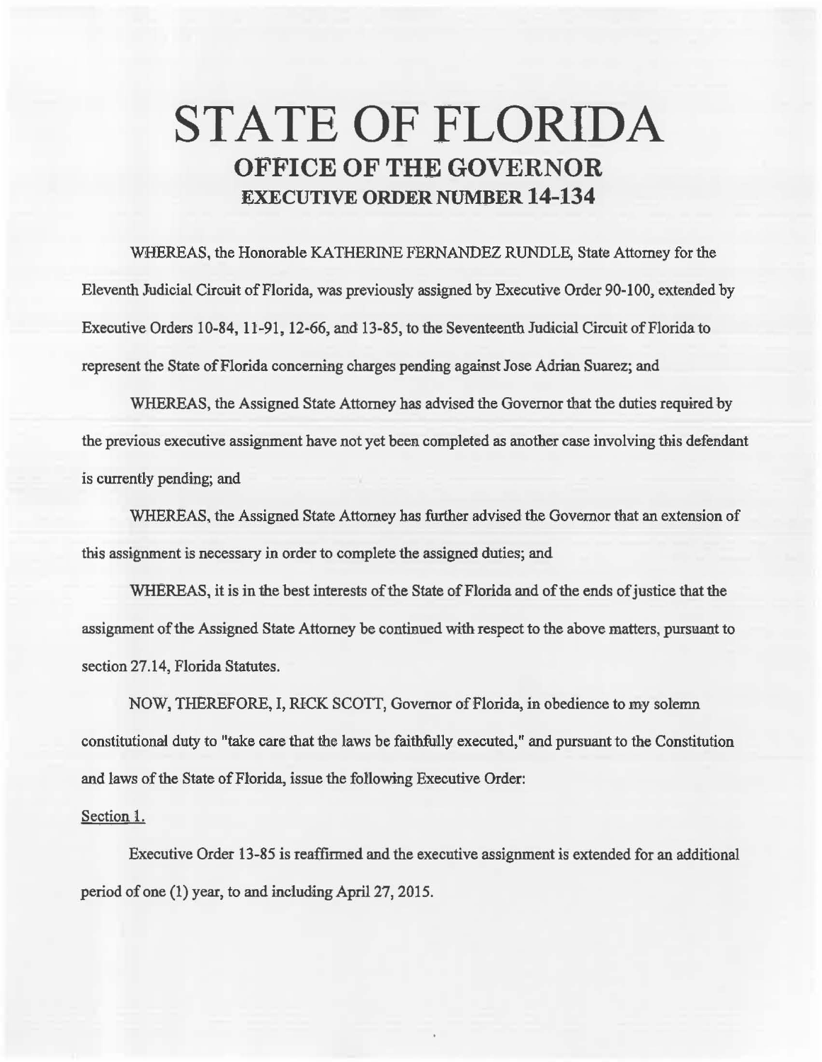# STATE OF FLORIDA

## OFFICE OF THE GOVERNOR

### EXECUTIVE ORDER NUMBER 14-134

WHEREAS, the Honorable KATHERINE FERNANDEZ RUNDLE, State Attorney for the Eleventh Judicial Circuit of Florida, was previously assigned by Executive Order 90-100, extended by Executive Orders 10-84, 11-91, 12-66, and 13-85, to the Seventeenth Judicial Circuit of Florida to represent the State of Florida concerning charges pending against Jose Adrian Suarez; and

WHEREAS, the Assigned State Attorney has advised the Governor that the duties required by the previous executive assignment have not yet been completed as another case involving this defendant is currently pending; and

WHEREAS, the Assigned State Attorney has further advised the Governor that an extension of this assignment is necessary in order to complete the assigned duties; and

WHEREAS, it is in the best interests of the State of Florida and of the ends of justice that the assignment of the Assigned State Attorney be continued with respect to the above matters, pursuant to section 27.14, Florida Statutes.

NOW, THEREFORE, I, RICK SCOTT, Governor of Florida, in obedience to my solemn constitutional duty to "take care that the laws be faithfully executed," and pursuant to the Constitution and laws of the State of Florida, issue the following Executive Order:

Section 1.

Executive Order 13-85 is reaffirmed and the executive assignment is extended for an additional period of one (1) year, to and including April 27, 2015.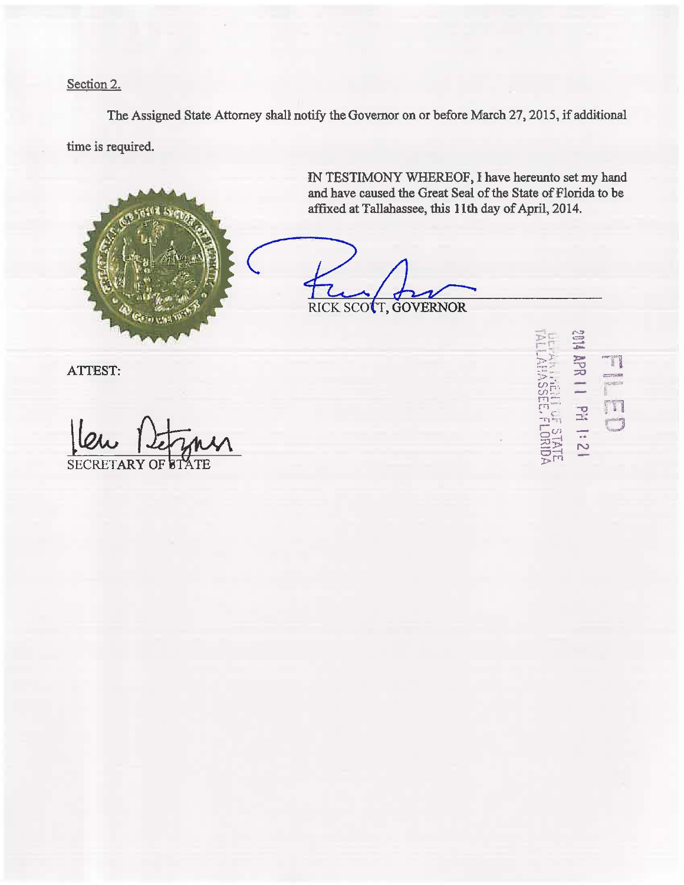Section 2.

The Assigned State Attorney shall notify the Governor on or before March 27, 2015, if additional time is required.

IN TESTIMONY WHEREOF, I have hereunto set my hand and have caused the Great Seal of the State of Florida to be affixed at Tallahassee, this 11th day of April, 2014.

RICK SCOTT, GOVERNOR

ATTEST:

SECRETARY OF STATE

FILED

2014 APR 11 PM 1:21

DEPARTMENT OF STATE
TALLAHASSEE, FLORIDA